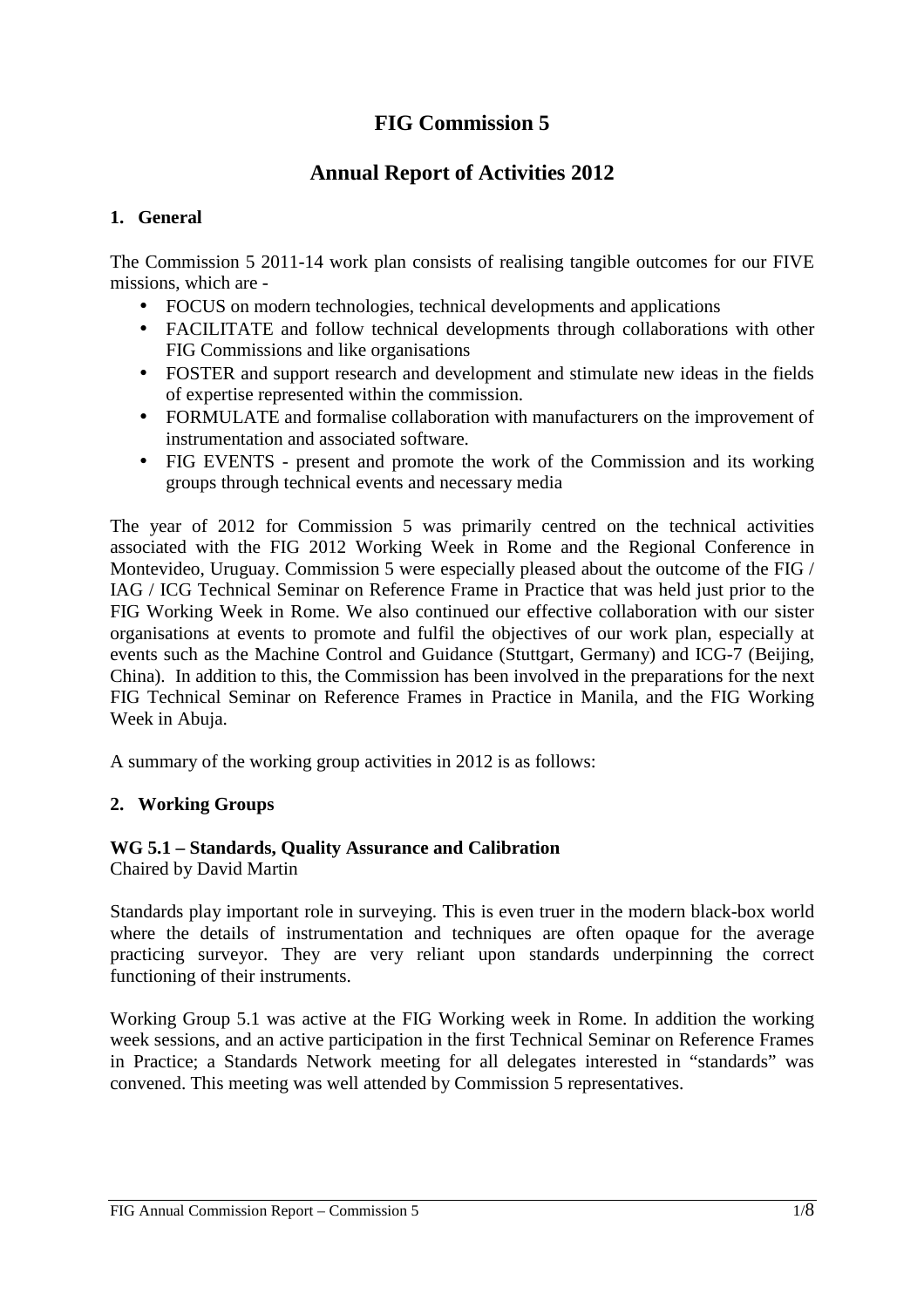# FIG Commission 5

## Annual Report of Activities 2012

### 1. General

The Commission 5 2011-14 work plan consists of realising tangible outcomes for our FIVE missions, which are -

- FOCUS on modern technologies, technical developments and applications
- FACILITATE and follow technical developments through collaborations with other FIG Commissions and like organisations
- FOSTER and support research and development and stimulate new ideas in the fields of expertise represented within the commission.
- FORMULATE and formalise collaboration with manufacturers on the improvement of instrumentation and associated software.
- FIG EVENTS - present and promote the work of the Commission and its working groups through technical events and necessary media

The year of 2012 for Commission 5 was primarily centred on the technical activities associated with the FIG 2012 Working Week in Rome and the Regional Conference in Montevideo, Uruguay. Commission 5 were especially pleased about the outcome of the FIG / IAG / ICG Technical Seminar on Reference Frame in Practice that was held just prior to the FIG Working Week in Rome. We also continued our effective collaboration with our sister organisations at events to promote and fulfil the objectives of our work plan, especially at events such as the Machine Control and Guidance (Stuttgart, Germany) and ICG-7 (Beijing, China). In addition to this, the Commission has been involved in the preparations for the next FIG Technical Seminar on Reference Frames in Practice in Manila, and the FIG Working Week in Abuja.

A summary of the working group activities in 2012 is as follows:

### 2. Working Groups

**WG 5.1 – Standards, Quality Assurance and Calibration**
Chaired by David Martin

Standards play important role in surveying. This is even truer in the modern black-box world where the details of instrumentation and techniques are often opaque for the average practicing surveyor. They are very reliant upon standards underpinning the correct functioning of their instruments.

Working Group 5.1 was active at the FIG Working week in Rome. In addition the working week sessions, and an active participation in the first Technical Seminar on Reference Frames in Practice; a Standards Network meeting for all delegates interested in "standards" was convened. This meeting was well attended by Commission 5 representatives.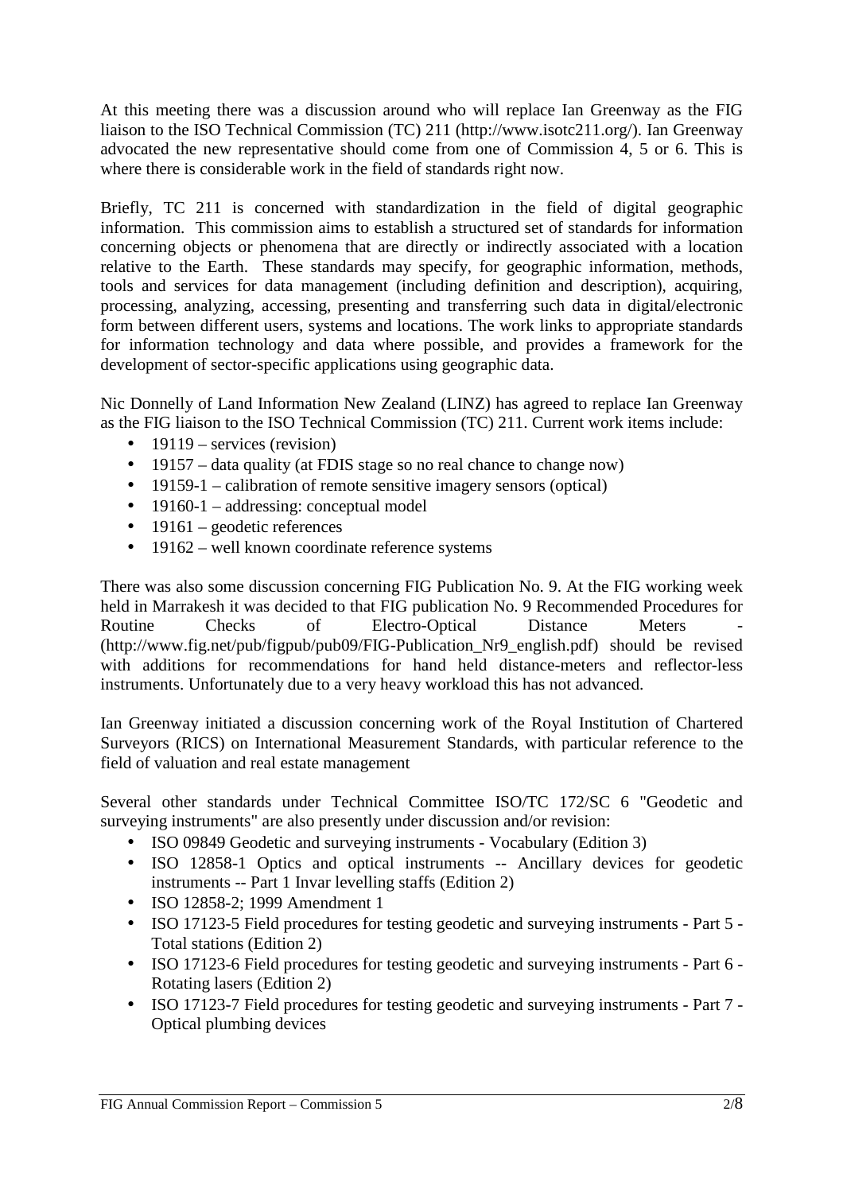At this meeting there was a discussion around who will replace Ian Greenway as the FIG liaison to the ISO Technical Commission (TC) 211 (http://www.isotc211.org/). Ian Greenway advocated the new representative should come from one of Commission 4, 5 or 6. This is where there is considerable work in the field of standards right now.

Briefly, TC 211 is concerned with standardization in the field of digital geographic information. This commission aims to establish a structured set of standards for information concerning objects or phenomena that are directly or indirectly associated with a location relative to the Earth. These standards may specify, for geographic information, methods, tools and services for data management (including definition and description), acquiring, processing, analyzing, accessing, presenting and transferring such data in digital/electronic form between different users, systems and locations. The work links to appropriate standards for information technology and data where possible, and provides a framework for the development of sector-specific applications using geographic data.

Nic Donnelly of Land Information New Zealand (LINZ) has agreed to replace Ian Greenway as the FIG liaison to the ISO Technical Commission (TC) 211. Current work items include:

- 19119 – services (revision)
- 19157 – data quality (at FDIS stage so no real chance to change now)
- 19159-1 – calibration of remote sensitive imagery sensors (optical)
- 19160-1 – addressing: conceptual model
- 19161 – geodetic references
- 19162 – well known coordinate reference systems

There was also some discussion concerning FIG Publication No. 9. At the FIG working week held in Marrakesh it was decided to that FIG publication No. 9 Recommended Procedures for Routine Checks of Electro-Optical Distance Meters - (http://www.fig.net/pub/figpub/pub09/FIG-Publication_Nr9_english.pdf) should be revised with additions for recommendations for hand held distance-meters and reflector-less instruments. Unfortunately due to a very heavy workload this has not advanced.

Ian Greenway initiated a discussion concerning work of the Royal Institution of Chartered Surveyors (RICS) on International Measurement Standards, with particular reference to the field of valuation and real estate management

Several other standards under Technical Committee ISO/TC 172/SC 6 "Geodetic and surveying instruments" are also presently under discussion and/or revision:

- ISO 09849 Geodetic and surveying instruments - Vocabulary (Edition 3)
- ISO 12858-1 Optics and optical instruments -- Ancillary devices for geodetic instruments -- Part 1 Invar levelling staffs (Edition 2)
- ISO 12858-2; 1999 Amendment 1
- ISO 17123-5 Field procedures for testing geodetic and surveying instruments - Part 5 - Total stations (Edition 2)
- ISO 17123-6 Field procedures for testing geodetic and surveying instruments - Part 6 - Rotating lasers (Edition 2)
- ISO 17123-7 Field procedures for testing geodetic and surveying instruments - Part 7 - Optical plumbing devices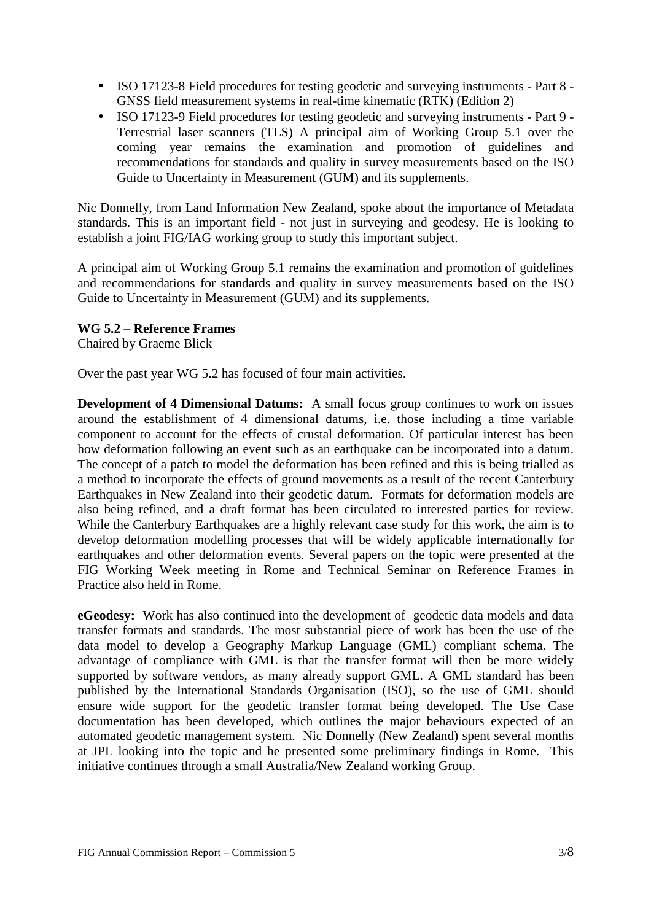- ISO 17123-8 Field procedures for testing geodetic and surveying instruments - Part 8 - GNSS field measurement systems in real-time kinematic (RTK) (Edition 2)
- ISO 17123-9 Field procedures for testing geodetic and surveying instruments - Part 9 - Terrestrial laser scanners (TLS) A principal aim of Working Group 5.1 over the coming year remains the examination and promotion of guidelines and recommendations for standards and quality in survey measurements based on the ISO Guide to Uncertainty in Measurement (GUM) and its supplements.

Nic Donnelly, from Land Information New Zealand, spoke about the importance of Metadata standards. This is an important field - not just in surveying and geodesy. He is looking to establish a joint FIG/IAG working group to study this important subject.

A principal aim of Working Group 5.1 remains the examination and promotion of guidelines and recommendations for standards and quality in survey measurements based on the ISO Guide to Uncertainty in Measurement (GUM) and its supplements.

**WG 5.2 – Reference Frames**
Chaired by Graeme Blick

Over the past year WG 5.2 has focused of four main activities.

**Development of 4 Dimensional Datums:** A small focus group continues to work on issues around the establishment of 4 dimensional datums, i.e. those including a time variable component to account for the effects of crustal deformation. Of particular interest has been how deformation following an event such as an earthquake can be incorporated into a datum. The concept of a patch to model the deformation has been refined and this is being trialled as a method to incorporate the effects of ground movements as a result of the recent Canterbury Earthquakes in New Zealand into their geodetic datum. Formats for deformation models are also being refined, and a draft format has been circulated to interested parties for review. While the Canterbury Earthquakes are a highly relevant case study for this work, the aim is to develop deformation modelling processes that will be widely applicable internationally for earthquakes and other deformation events. Several papers on the topic were presented at the FIG Working Week meeting in Rome and Technical Seminar on Reference Frames in Practice also held in Rome.

**eGeodesy:** Work has also continued into the development of geodetic data models and data transfer formats and standards. The most substantial piece of work has been the use of the data model to develop a Geography Markup Language (GML) compliant schema. The advantage of compliance with GML is that the transfer format will then be more widely supported by software vendors, as many already support GML. A GML standard has been published by the International Standards Organisation (ISO), so the use of GML should ensure wide support for the geodetic transfer format being developed. The Use Case documentation has been developed, which outlines the major behaviours expected of an automated geodetic management system. Nic Donnelly (New Zealand) spent several months at JPL looking into the topic and he presented some preliminary findings in Rome. This initiative continues through a small Australia/New Zealand working Group.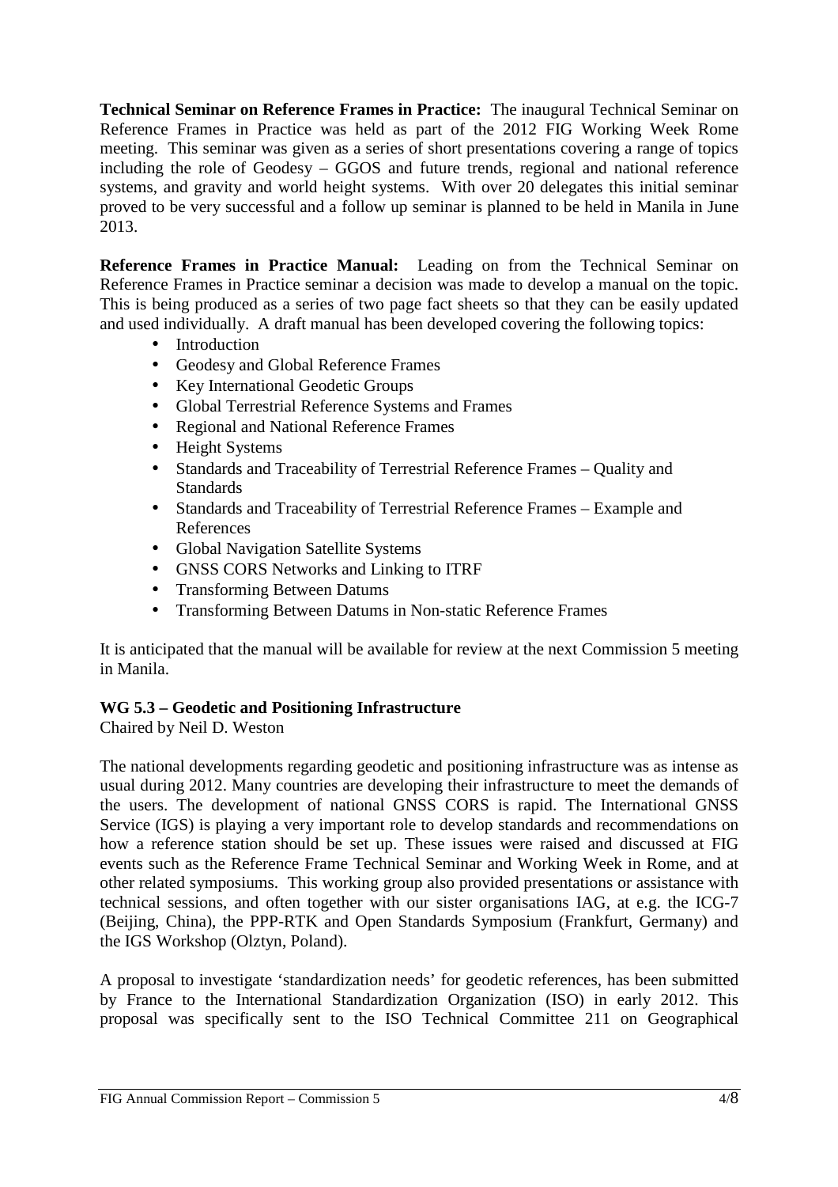**Technical Seminar on Reference Frames in Practice:** The inaugural Technical Seminar on Reference Frames in Practice was held as part of the 2012 FIG Working Week Rome meeting. This seminar was given as a series of short presentations covering a range of topics including the role of Geodesy – GGOS and future trends, regional and national reference systems, and gravity and world height systems. With over 20 delegates this initial seminar proved to be very successful and a follow up seminar is planned to be held in Manila in June 2013.

**Reference Frames in Practice Manual:** Leading on from the Technical Seminar on Reference Frames in Practice seminar a decision was made to develop a manual on the topic. This is being produced as a series of two page fact sheets so that they can be easily updated and used individually. A draft manual has been developed covering the following topics:

- Introduction
- Geodesy and Global Reference Frames
- Key International Geodetic Groups
- Global Terrestrial Reference Systems and Frames
- Regional and National Reference Frames
- Height Systems
- Standards and Traceability of Terrestrial Reference Frames – Quality and Standards
- Standards and Traceability of Terrestrial Reference Frames – Example and References
- Global Navigation Satellite Systems
- GNSS CORS Networks and Linking to ITRF
- Transforming Between Datums
- Transforming Between Datums in Non-static Reference Frames

It is anticipated that the manual will be available for review at the next Commission 5 meeting in Manila.

**WG 5.3 – Geodetic and Positioning Infrastructure**

Chaired by Neil D. Weston

The national developments regarding geodetic and positioning infrastructure was as intense as usual during 2012. Many countries are developing their infrastructure to meet the demands of the users. The development of national GNSS CORS is rapid. The International GNSS Service (IGS) is playing a very important role to develop standards and recommendations on how a reference station should be set up. These issues were raised and discussed at FIG events such as the Reference Frame Technical Seminar and Working Week in Rome, and at other related symposiums. This working group also provided presentations or assistance with technical sessions, and often together with our sister organisations IAG, at e.g. the ICG-7 (Beijing, China), the PPP-RTK and Open Standards Symposium (Frankfurt, Germany) and the IGS Workshop (Olztyn, Poland).

A proposal to investigate 'standardization needs' for geodetic references, has been submitted by France to the International Standardization Organization (ISO) in early 2012. This proposal was specifically sent to the ISO Technical Committee 211 on Geographical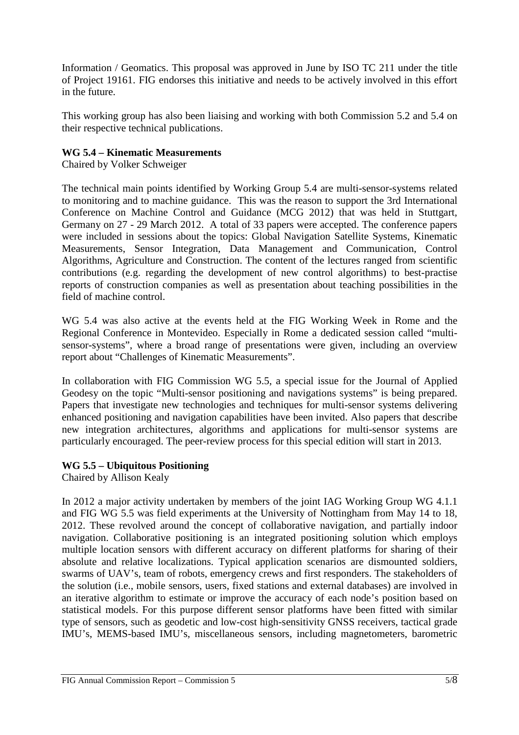Information / Geomatics. This proposal was approved in June by ISO TC 211 under the title of Project 19161. FIG endorses this initiative and needs to be actively involved in this effort in the future.

This working group has also been liaising and working with both Commission 5.2 and 5.4 on their respective technical publications.

**WG 5.4 – Kinematic Measurements**
Chaired by Volker Schweiger

The technical main points identified by Working Group 5.4 are multi-sensor-systems related to monitoring and to machine guidance. This was the reason to support the 3rd International Conference on Machine Control and Guidance (MCG 2012) that was held in Stuttgart, Germany on 27 - 29 March 2012. A total of 33 papers were accepted. The conference papers were included in sessions about the topics: Global Navigation Satellite Systems, Kinematic Measurements, Sensor Integration, Data Management and Communication, Control Algorithms, Agriculture and Construction. The content of the lectures ranged from scientific contributions (e.g. regarding the development of new control algorithms) to best-practise reports of construction companies as well as presentation about teaching possibilities in the field of machine control.

WG 5.4 was also active at the events held at the FIG Working Week in Rome and the Regional Conference in Montevideo. Especially in Rome a dedicated session called "multi-sensor-systems", where a broad range of presentations were given, including an overview report about "Challenges of Kinematic Measurements".

In collaboration with FIG Commission WG 5.5, a special issue for the Journal of Applied Geodesy on the topic "Multi-sensor positioning and navigations systems" is being prepared. Papers that investigate new technologies and techniques for multi-sensor systems delivering enhanced positioning and navigation capabilities have been invited. Also papers that describe new integration architectures, algorithms and applications for multi-sensor systems are particularly encouraged. The peer-review process for this special edition will start in 2013.

**WG 5.5 – Ubiquitous Positioning**
Chaired by Allison Kealy

In 2012 a major activity undertaken by members of the joint IAG Working Group WG 4.1.1 and FIG WG 5.5 was field experiments at the University of Nottingham from May 14 to 18, 2012. These revolved around the concept of collaborative navigation, and partially indoor navigation. Collaborative positioning is an integrated positioning solution which employs multiple location sensors with different accuracy on different platforms for sharing of their absolute and relative localizations. Typical application scenarios are dismounted soldiers, swarms of UAV's, team of robots, emergency crews and first responders. The stakeholders of the solution (i.e., mobile sensors, users, fixed stations and external databases) are involved in an iterative algorithm to estimate or improve the accuracy of each node's position based on statistical models. For this purpose different sensor platforms have been fitted with similar type of sensors, such as geodetic and low-cost high-sensitivity GNSS receivers, tactical grade IMU's, MEMS-based IMU's, miscellaneous sensors, including magnetometers, barometric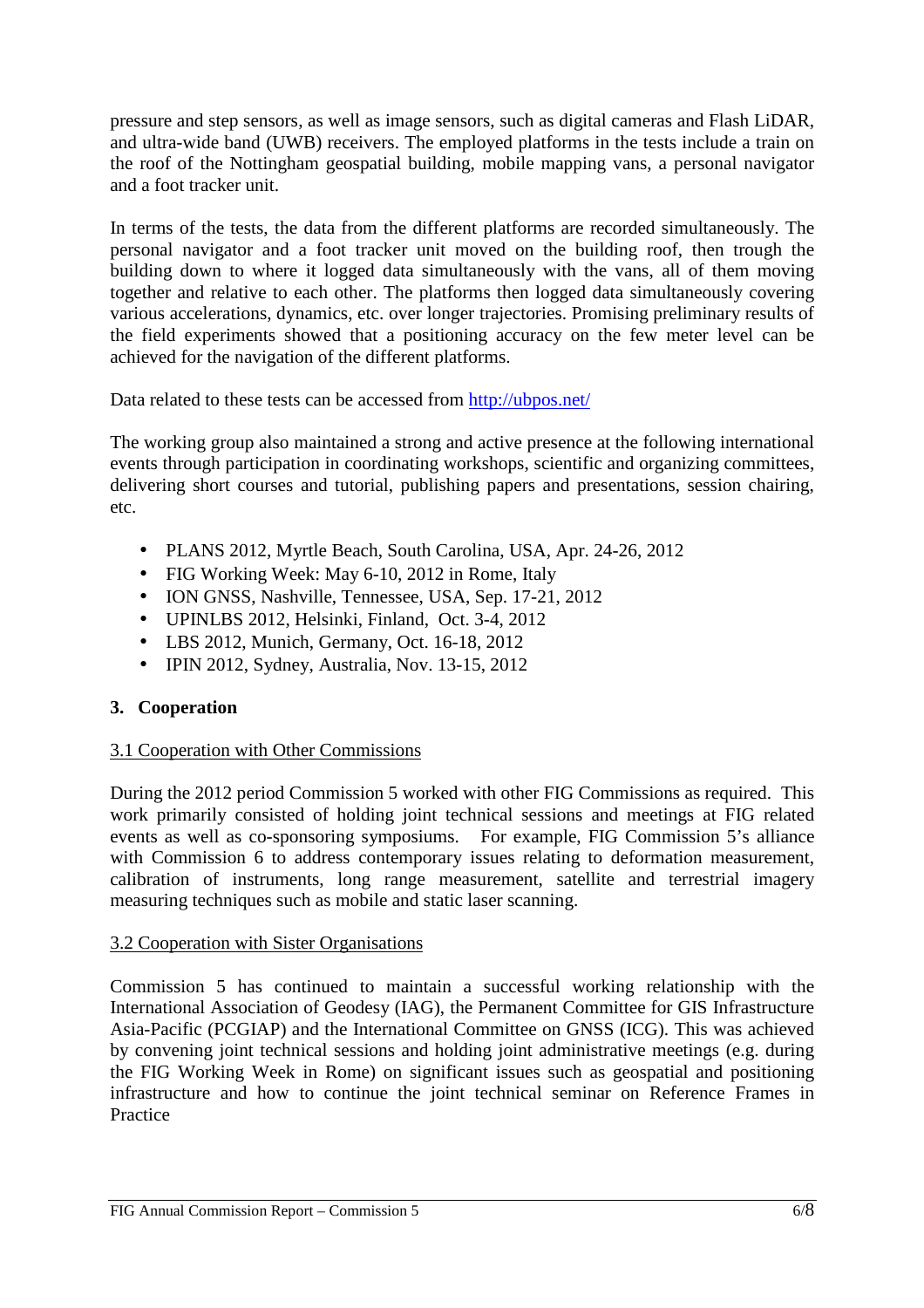pressure and step sensors, as well as image sensors, such as digital cameras and Flash LiDAR, and ultra-wide band (UWB) receivers. The employed platforms in the tests include a train on the roof of the Nottingham geospatial building, mobile mapping vans, a personal navigator and a foot tracker unit.

In terms of the tests, the data from the different platforms are recorded simultaneously. The personal navigator and a foot tracker unit moved on the building roof, then trough the building down to where it logged data simultaneously with the vans, all of them moving together and relative to each other. The platforms then logged data simultaneously covering various accelerations, dynamics, etc. over longer trajectories. Promising preliminary results of the field experiments showed that a positioning accuracy on the few meter level can be achieved for the navigation of the different platforms.

Data related to these tests can be accessed from http://ubpos.net/

The working group also maintained a strong and active presence at the following international events through participation in coordinating workshops, scientific and organizing committees, delivering short courses and tutorial, publishing papers and presentations, session chairing, etc.

- PLANS 2012, Myrtle Beach, South Carolina, USA, Apr. 24-26, 2012
- FIG Working Week: May 6-10, 2012 in Rome, Italy
- ION GNSS, Nashville, Tennessee, USA, Sep. 17-21, 2012
- UPINLBS 2012, Helsinki, Finland, Oct. 3-4, 2012
- LBS 2012, Munich, Germany, Oct. 16-18, 2012
- IPIN 2012, Sydney, Australia, Nov. 13-15, 2012

## 3. Cooperation

### 3.1 Cooperation with Other Commissions

During the 2012 period Commission 5 worked with other FIG Commissions as required. This work primarily consisted of holding joint technical sessions and meetings at FIG related events as well as co-sponsoring symposiums. For example, FIG Commission 5's alliance with Commission 6 to address contemporary issues relating to deformation measurement, calibration of instruments, long range measurement, satellite and terrestrial imagery measuring techniques such as mobile and static laser scanning.

### 3.2 Cooperation with Sister Organisations

Commission 5 has continued to maintain a successful working relationship with the International Association of Geodesy (IAG), the Permanent Committee for GIS Infrastructure Asia-Pacific (PCGIAP) and the International Committee on GNSS (ICG). This was achieved by convening joint technical sessions and holding joint administrative meetings (e.g. during the FIG Working Week in Rome) on significant issues such as geospatial and positioning infrastructure and how to continue the joint technical seminar on Reference Frames in Practice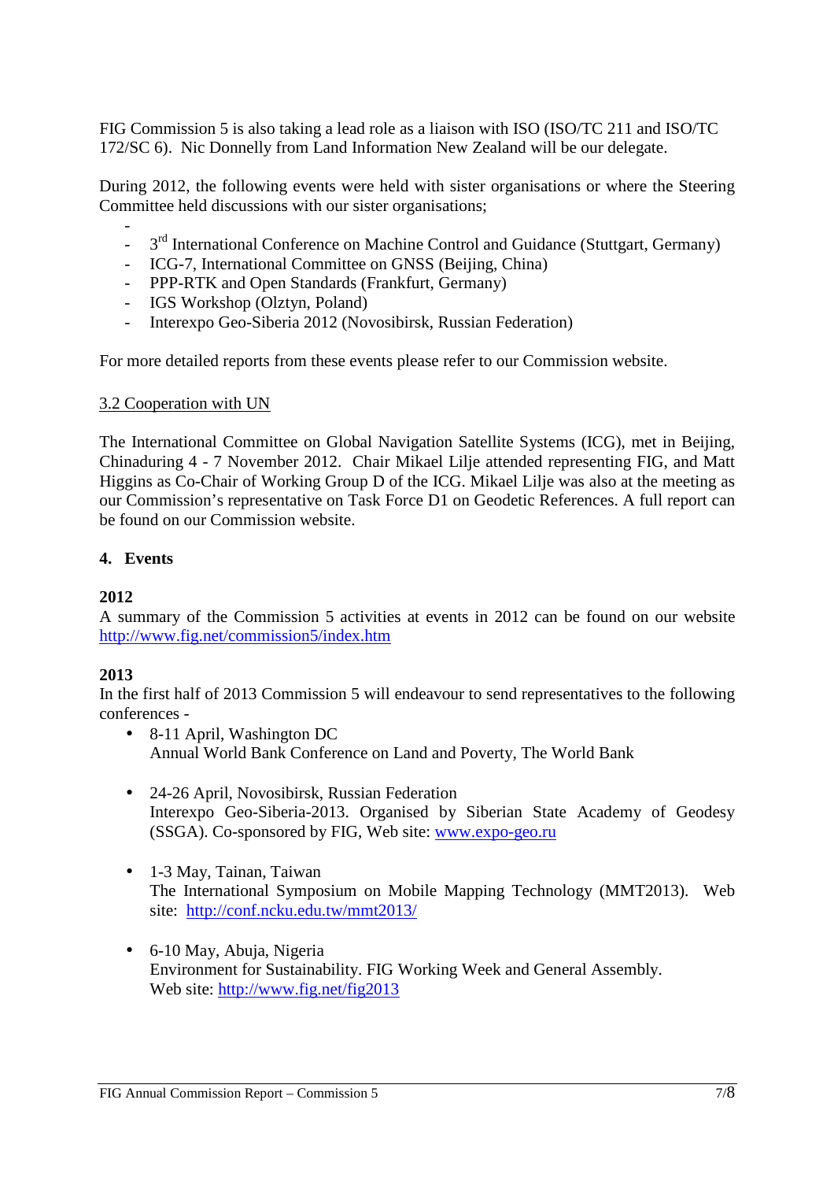FIG Commission 5 is also taking a lead role as a liaison with ISO (ISO/TC 211 and ISO/TC 172/SC 6). Nic Donnelly from Land Information New Zealand will be our delegate.

During 2012, the following events were held with sister organisations or where the Steering Committee held discussions with our sister organisations;

- 
- 3rd International Conference on Machine Control and Guidance (Stuttgart, Germany)
- ICG-7, International Committee on GNSS (Beijing, China)
- PPP-RTK and Open Standards (Frankfurt, Germany)
- IGS Workshop (Olztyn, Poland)
- Interexpo Geo-Siberia 2012 (Novosibirsk, Russian Federation)

For more detailed reports from these events please refer to our Commission website.

3.2 Cooperation with UN

The International Committee on Global Navigation Satellite Systems (ICG), met in Beijing, Chinaduring 4 - 7 November 2012. Chair Mikael Lilje attended representing FIG, and Matt Higgins as Co-Chair of Working Group D of the ICG. Mikael Lilje was also at the meeting as our Commission's representative on Task Force D1 on Geodetic References. A full report can be found on our Commission website.

## 4. Events

**2012**

A summary of the Commission 5 activities at events in 2012 can be found on our website http://www.fig.net/commission5/index.htm

**2013**

In the first half of 2013 Commission 5 will endeavour to send representatives to the following conferences -

- 8-11 April, Washington DC
  Annual World Bank Conference on Land and Poverty, The World Bank

- 24-26 April, Novosibirsk, Russian Federation
  Interexpo Geo-Siberia-2013. Organised by Siberian State Academy of Geodesy (SSGA). Co-sponsored by FIG, Web site: www.expo-geo.ru

- 1-3 May, Tainan, Taiwan
  The International Symposium on Mobile Mapping Technology (MMT2013). Web site: http://conf.ncku.edu.tw/mmt2013/

- 6-10 May, Abuja, Nigeria
  Environment for Sustainability. FIG Working Week and General Assembly.
  Web site: http://www.fig.net/fig2013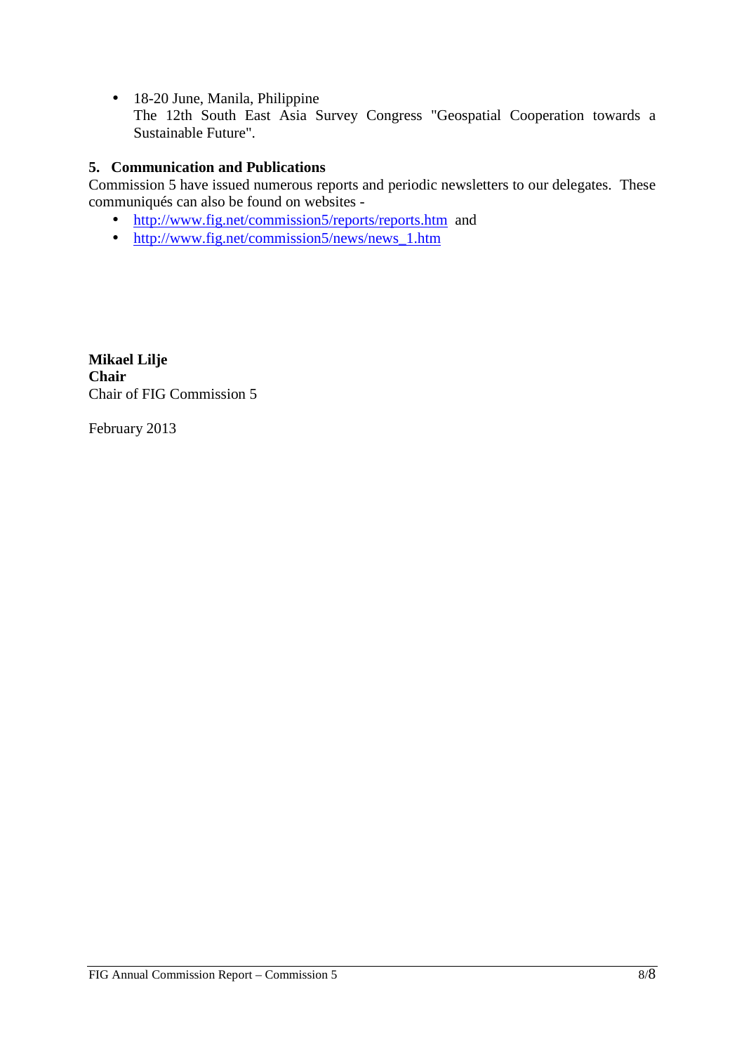- 18-20 June, Manila, Philippine
  The 12th South East Asia Survey Congress "Geospatial Cooperation towards a Sustainable Future".

## 5. Communication and Publications

Commission 5 have issued numerous reports and periodic newsletters to our delegates. These communiqués can also be found on websites -

- http://www.fig.net/commission5/reports/reports.htm and
- http://www.fig.net/commission5/news/news_1.htm

**Mikael Lilje**
**Chair**
Chair of FIG Commission 5

February 2013